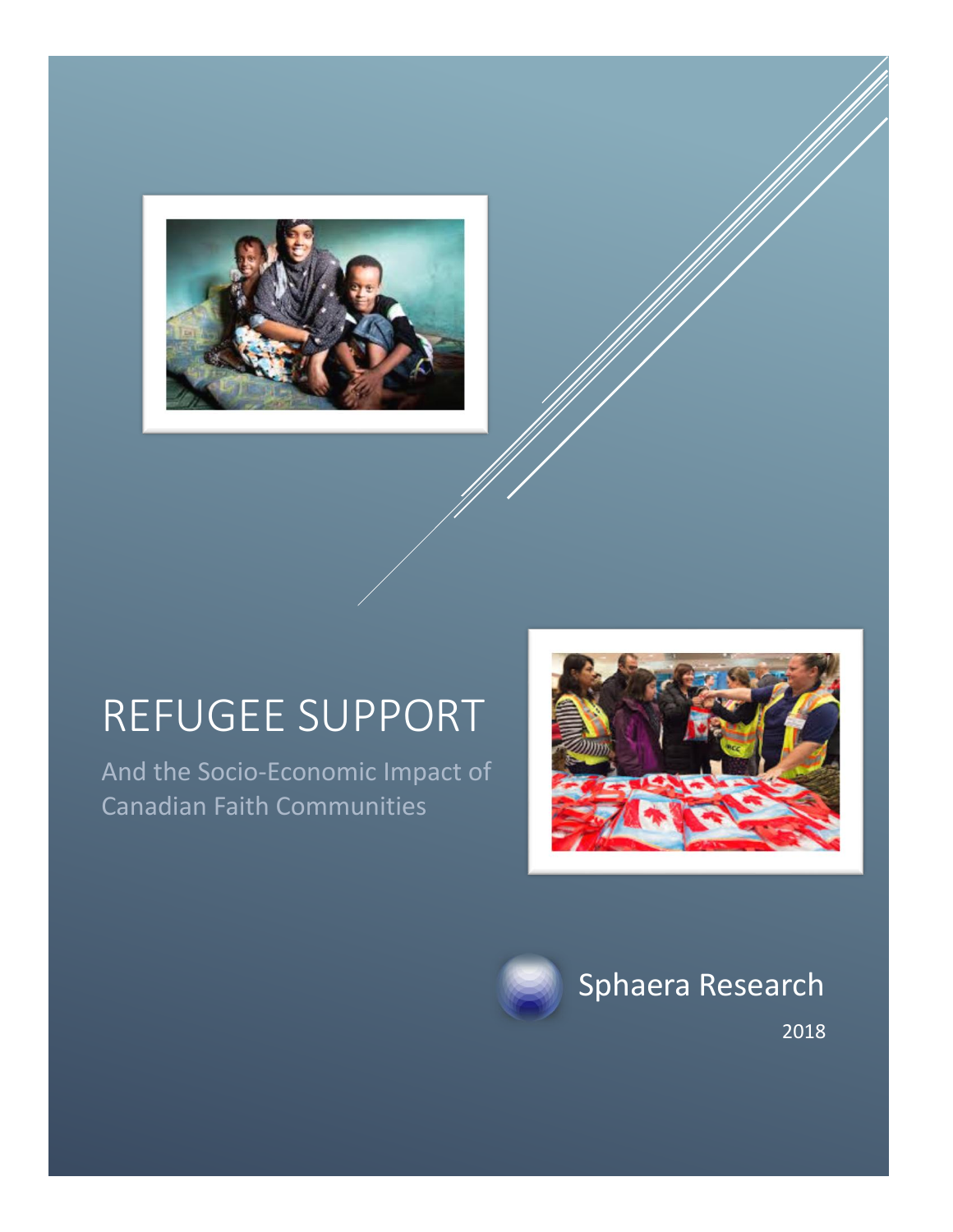# REFUGEE SUPPORT

And the Socio-Economic Impact of Canadian Faith Communities

Sphaera Research

2018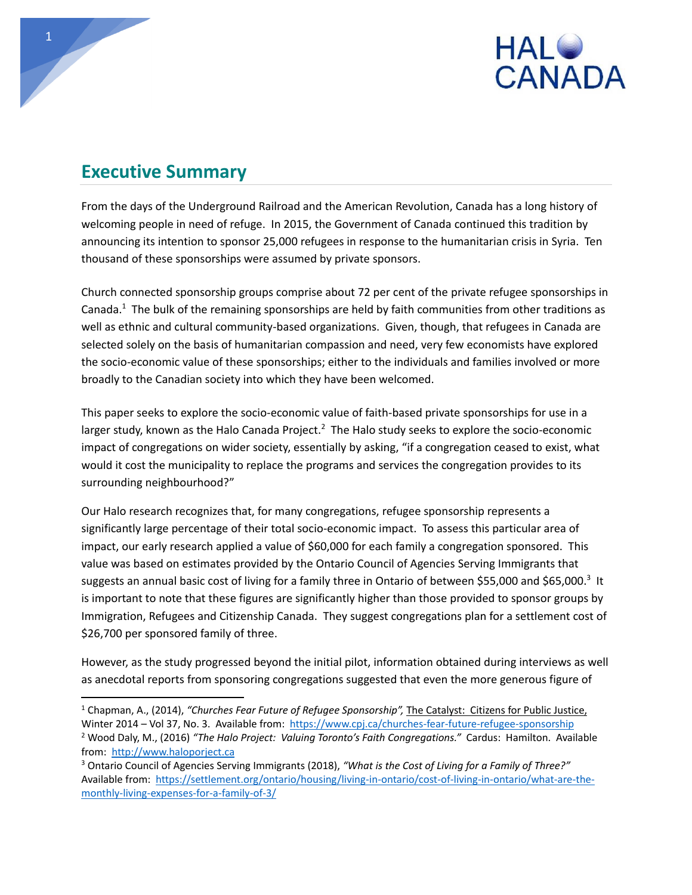## Executive Summary

From the days of the Underground Railroad and the American Revolution, Canada has a long history of welcoming people in need of refuge. In 2015, the Government of Canada continued this tradition by announcing its intention to sponsor 25,000 refugees in response to the humanitarian crisis in Syria. Ten thousand of these sponsorships were assumed by private sponsors.

Church connected sponsorship groups comprise about 72 per cent of the private refugee sponsorships in Canada.[1] The bulk of the remaining sponsorships are held by faith communities from other traditions as well as ethnic and cultural community-based organizations. Given, though, that refugees in Canada are selected solely on the basis of humanitarian compassion and need, very few economists have explored the socio-economic value of these sponsorships; either to the individuals and families involved or more broadly to the Canadian society into which they have been welcomed.

This paper seeks to explore the socio-economic value of faith-based private sponsorships for use in a larger study, known as the Halo Canada Project.[2] The Halo study seeks to explore the socio-economic impact of congregations on wider society, essentially by asking, "if a congregation ceased to exist, what would it cost the municipality to replace the programs and services the congregation provides to its surrounding neighbourhood?"

Our Halo research recognizes that, for many congregations, refugee sponsorship represents a significantly large percentage of their total socio-economic impact. To assess this particular area of impact, our early research applied a value of $60,000 for each family a congregation sponsored. This value was based on estimates provided by the Ontario Council of Agencies Serving Immigrants that suggests an annual basic cost of living for a family three in Ontario of between $55,000 and $65,000.[3] It is important to note that these figures are significantly higher than those provided to sponsor groups by Immigration, Refugees and Citizenship Canada. They suggest congregations plan for a settlement cost of $26,700 per sponsored family of three.

However, as the study progressed beyond the initial pilot, information obtained during interviews as well as anecdotal reports from sponsoring congregations suggested that even the more generous figure of

---

[1] Chapman, A., (2014), *"Churches Fear Future of Refugee Sponsorship",* The Catalyst: Citizens for Public Justice, Winter 2014 – Vol 37, No. 3. Available from: https://www.cpj.ca/churches-fear-future-refugee-sponsorship

[2] Wood Daly, M., (2016) *"The Halo Project: Valuing Toronto's Faith Congregations."* Cardus: Hamilton. Available from: http://www.haloporject.ca

[3] Ontario Council of Agencies Serving Immigrants (2018), *"What is the Cost of Living for a Family of Three?"* Available from: https://settlement.org/ontario/housing/living-in-ontario/cost-of-living-in-ontario/what-are-the-monthly-living-expenses-for-a-family-of-3/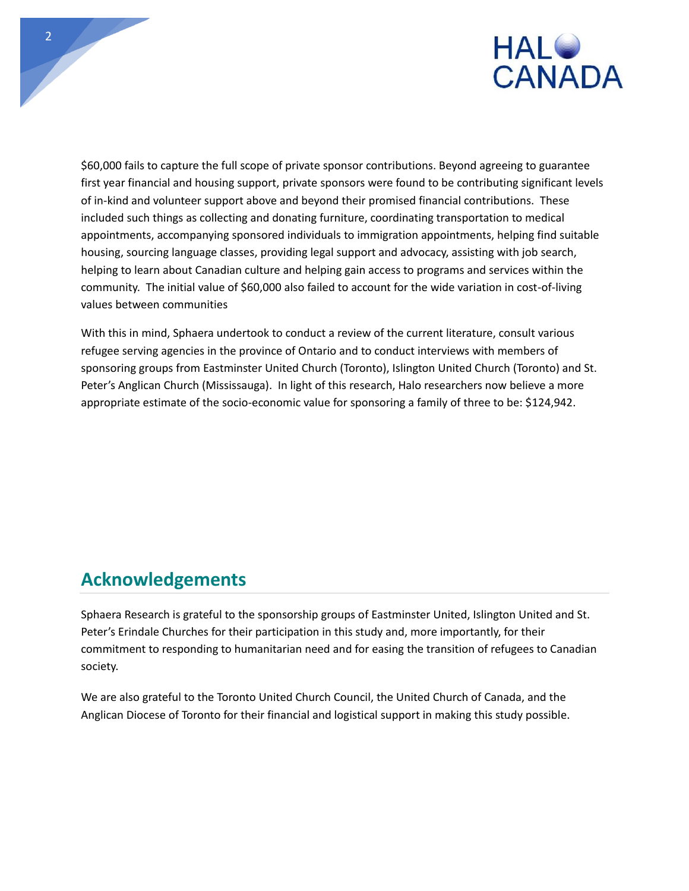$60,000 fails to capture the full scope of private sponsor contributions. Beyond agreeing to guarantee first year financial and housing support, private sponsors were found to be contributing significant levels of in-kind and volunteer support above and beyond their promised financial contributions. These included such things as collecting and donating furniture, coordinating transportation to medical appointments, accompanying sponsored individuals to immigration appointments, helping find suitable housing, sourcing language classes, providing legal support and advocacy, assisting with job search, helping to learn about Canadian culture and helping gain access to programs and services within the community. The initial value of $60,000 also failed to account for the wide variation in cost-of-living values between communities

With this in mind, Sphaera undertook to conduct a review of the current literature, consult various refugee serving agencies in the province of Ontario and to conduct interviews with members of sponsoring groups from Eastminster United Church (Toronto), Islington United Church (Toronto) and St. Peter's Anglican Church (Mississauga). In light of this research, Halo researchers now believe a more appropriate estimate of the socio-economic value for sponsoring a family of three to be: $124,942.

## Acknowledgements

Sphaera Research is grateful to the sponsorship groups of Eastminster United, Islington United and St. Peter's Erindale Churches for their participation in this study and, more importantly, for their commitment to responding to humanitarian need and for easing the transition of refugees to Canadian society.

We are also grateful to the Toronto United Church Council, the United Church of Canada, and the Anglican Diocese of Toronto for their financial and logistical support in making this study possible.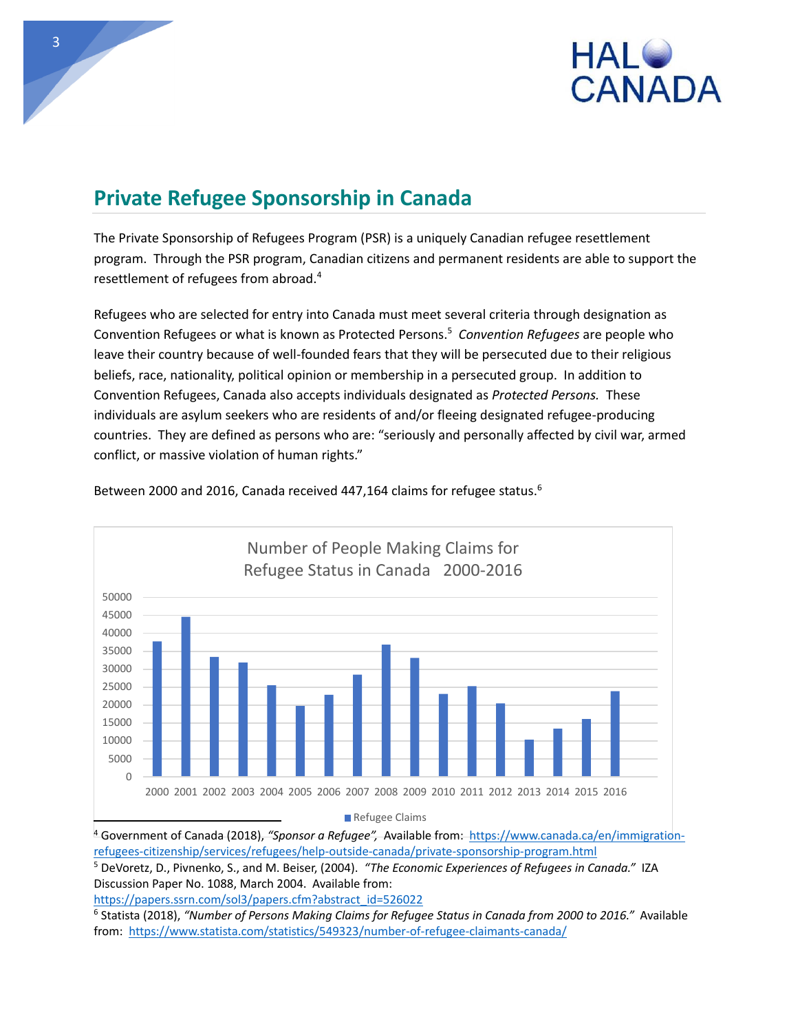## Private Refugee Sponsorship in Canada

The Private Sponsorship of Refugees Program (PSR) is a uniquely Canadian refugee resettlement program. Through the PSR program, Canadian citizens and permanent residents are able to support the resettlement of refugees from abroad.[4]

Refugees who are selected for entry into Canada must meet several criteria through designation as Convention Refugees or what is known as Protected Persons.[5] *Convention Refugees* are people who leave their country because of well-founded fears that they will be persecuted due to their religious beliefs, race, nationality, political opinion or membership in a persecuted group. In addition to Convention Refugees, Canada also accepts individuals designated as *Protected Persons.* These individuals are asylum seekers who are residents of and/or fleeing designated refugee-producing countries. They are defined as persons who are: "seriously and personally affected by civil war, armed conflict, or massive violation of human rights."

Between 2000 and 2016, Canada received 447,164 claims for refugee status.[6]

Number of People Making Claims for Refugee Status in Canada 2000-2016

---

[4] Government of Canada (2018), *"Sponsor a Refugee",* Available from: https://www.canada.ca/en/immigration-refugees-citizenship/services/refugees/help-outside-canada/private-sponsorship-program.html

[5] DeVoretz, D., Pivnenko, S., and M. Beiser, (2004). *"The Economic Experiences of Refugees in Canada."* IZA Discussion Paper No. 1088, March 2004. Available from: https://papers.ssrn.com/sol3/papers.cfm?abstract_id=526022

[6] Statista (2018), *"Number of Persons Making Claims for Refugee Status in Canada from 2000 to 2016."* Available from: https://www.statista.com/statistics/549323/number-of-refugee-claimants-canada/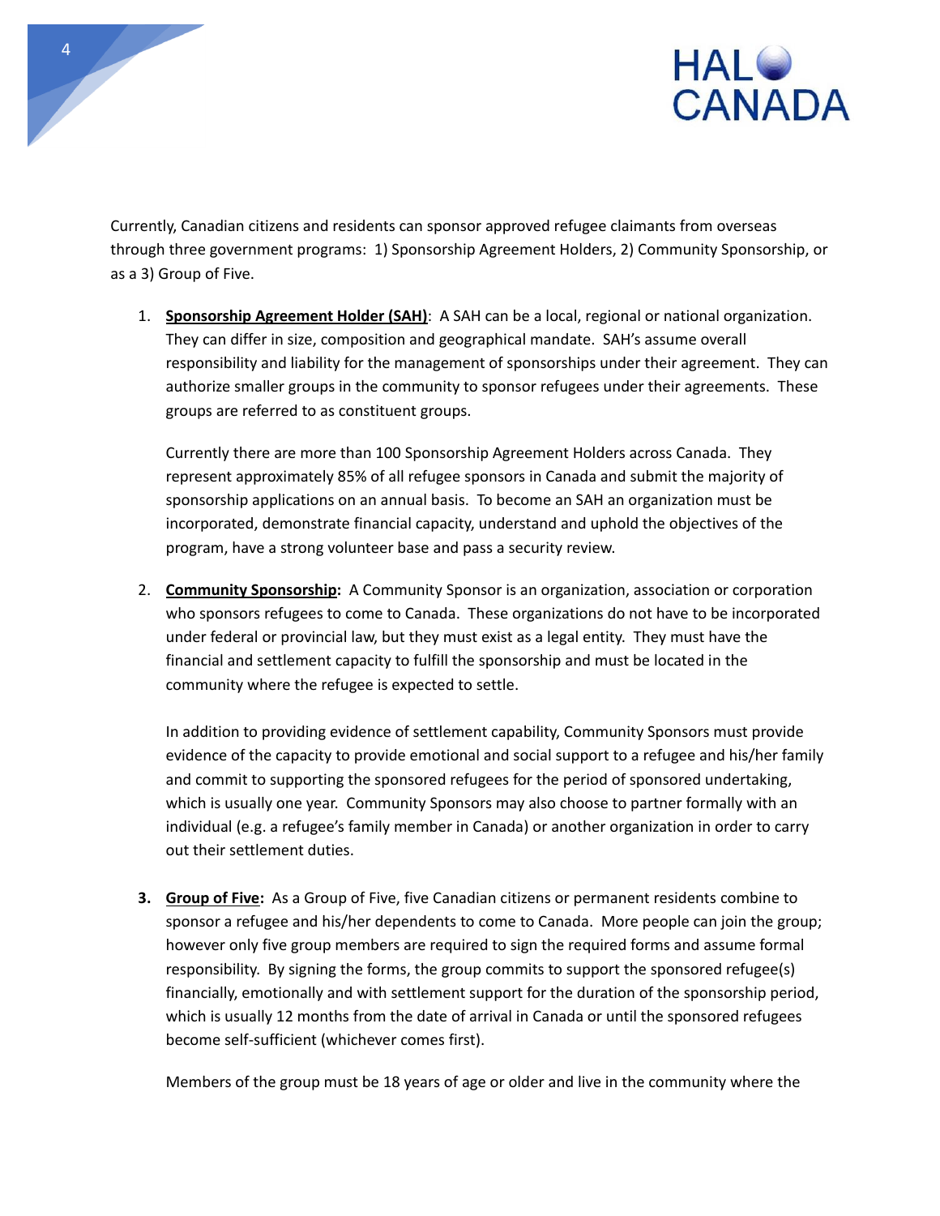Currently, Canadian citizens and residents can sponsor approved refugee claimants from overseas through three government programs: 1) Sponsorship Agreement Holders, 2) Community Sponsorship, or as a 3) Group of Five.

1. **Sponsorship Agreement Holder (SAH)**: A SAH can be a local, regional or national organization. They can differ in size, composition and geographical mandate. SAH's assume overall responsibility and liability for the management of sponsorships under their agreement. They can authorize smaller groups in the community to sponsor refugees under their agreements. These groups are referred to as constituent groups.

   Currently there are more than 100 Sponsorship Agreement Holders across Canada. They represent approximately 85% of all refugee sponsors in Canada and submit the majority of sponsorship applications on an annual basis. To become an SAH an organization must be incorporated, demonstrate financial capacity, understand and uphold the objectives of the program, have a strong volunteer base and pass a security review.

2. **Community Sponsorship:** A Community Sponsor is an organization, association or corporation who sponsors refugees to come to Canada. These organizations do not have to be incorporated under federal or provincial law, but they must exist as a legal entity. They must have the financial and settlement capacity to fulfill the sponsorship and must be located in the community where the refugee is expected to settle.

   In addition to providing evidence of settlement capability, Community Sponsors must provide evidence of the capacity to provide emotional and social support to a refugee and his/her family and commit to supporting the sponsored refugees for the period of sponsored undertaking, which is usually one year. Community Sponsors may also choose to partner formally with an individual (e.g. a refugee's family member in Canada) or another organization in order to carry out their settlement duties.

3. **Group of Five:** As a Group of Five, five Canadian citizens or permanent residents combine to sponsor a refugee and his/her dependents to come to Canada. More people can join the group; however only five group members are required to sign the required forms and assume formal responsibility. By signing the forms, the group commits to support the sponsored refugee(s) financially, emotionally and with settlement support for the duration of the sponsorship period, which is usually 12 months from the date of arrival in Canada or until the sponsored refugees become self-sufficient (whichever comes first).

   Members of the group must be 18 years of age or older and live in the community where the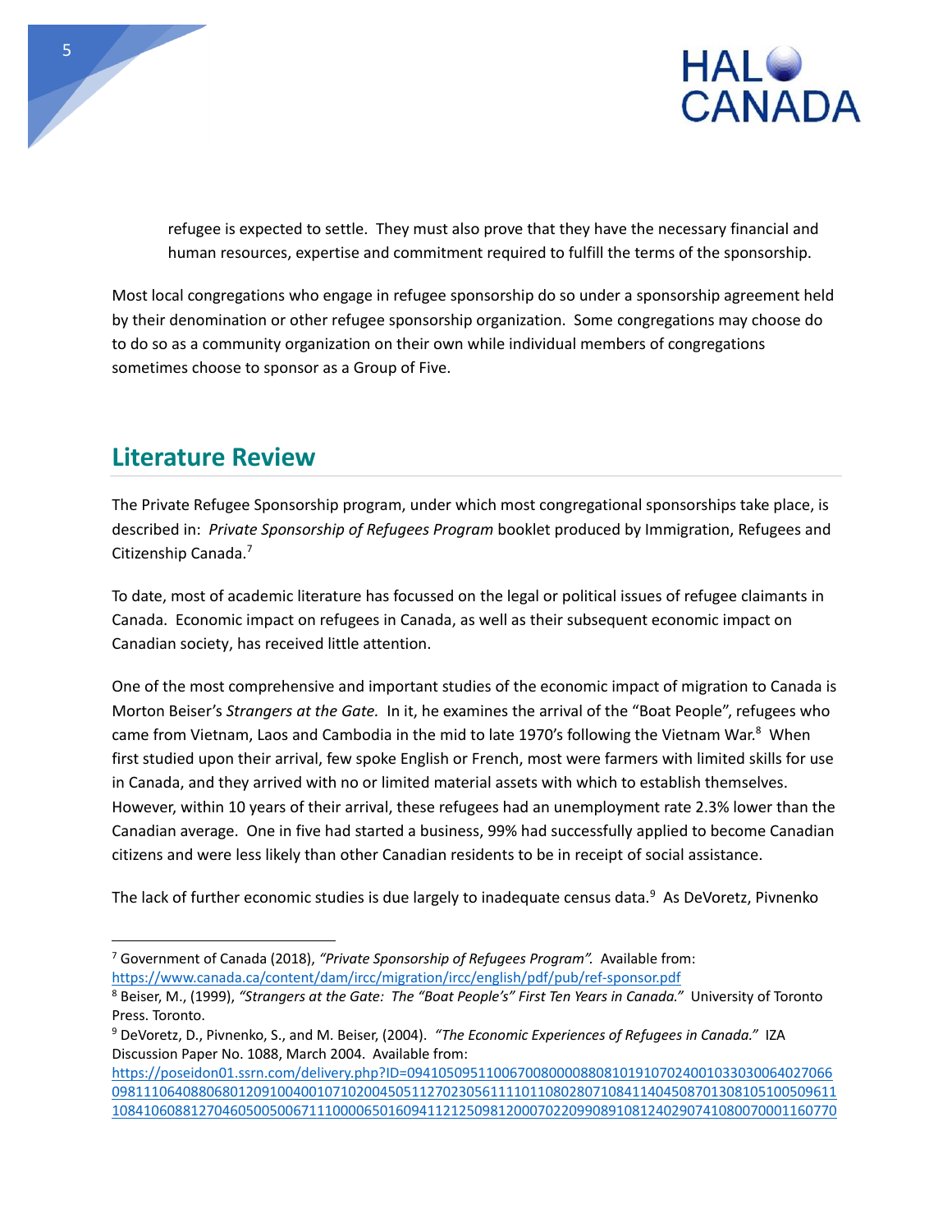refugee is expected to settle. They must also prove that they have the necessary financial and human resources, expertise and commitment required to fulfill the terms of the sponsorship.

Most local congregations who engage in refugee sponsorship do so under a sponsorship agreement held by their denomination or other refugee sponsorship organization. Some congregations may choose do to do so as a community organization on their own while individual members of congregations sometimes choose to sponsor as a Group of Five.

## Literature Review

The Private Refugee Sponsorship program, under which most congregational sponsorships take place, is described in: *Private Sponsorship of Refugees Program* booklet produced by Immigration, Refugees and Citizenship Canada.[7]

To date, most of academic literature has focussed on the legal or political issues of refugee claimants in Canada. Economic impact on refugees in Canada, as well as their subsequent economic impact on Canadian society, has received little attention.

One of the most comprehensive and important studies of the economic impact of migration to Canada is Morton Beiser's *Strangers at the Gate.* In it, he examines the arrival of the "Boat People", refugees who came from Vietnam, Laos and Cambodia in the mid to late 1970's following the Vietnam War.[8] When first studied upon their arrival, few spoke English or French, most were farmers with limited skills for use in Canada, and they arrived with no or limited material assets with which to establish themselves. However, within 10 years of their arrival, these refugees had an unemployment rate 2.3% lower than the Canadian average. One in five had started a business, 99% had successfully applied to become Canadian citizens and were less likely than other Canadian residents to be in receipt of social assistance.

The lack of further economic studies is due largely to inadequate census data.[9] As DeVoretz, Pivnenko

---

[7] Government of Canada (2018), *"Private Sponsorship of Refugees Program".* Available from: https://www.canada.ca/content/dam/ircc/migration/ircc/english/pdf/pub/ref-sponsor.pdf

[8] Beiser, M., (1999), *"Strangers at the Gate: The "Boat People's" First Ten Years in Canada."* University of Toronto Press. Toronto.

[9] DeVoretz, D., Pivnenko, S., and M. Beiser, (2004). *"The Economic Experiences of Refugees in Canada."* IZA Discussion Paper No. 1088, March 2004. Available from: https://poseidon01.ssrn.com/delivery.php?ID=094105095110067008000088081019107024001033030064027066098111064088068012091004001071020045051127023056111101108028071084114045087013081051005096111084106088127046050050067111000065016094112125098120007022099089108124029074108007000116077O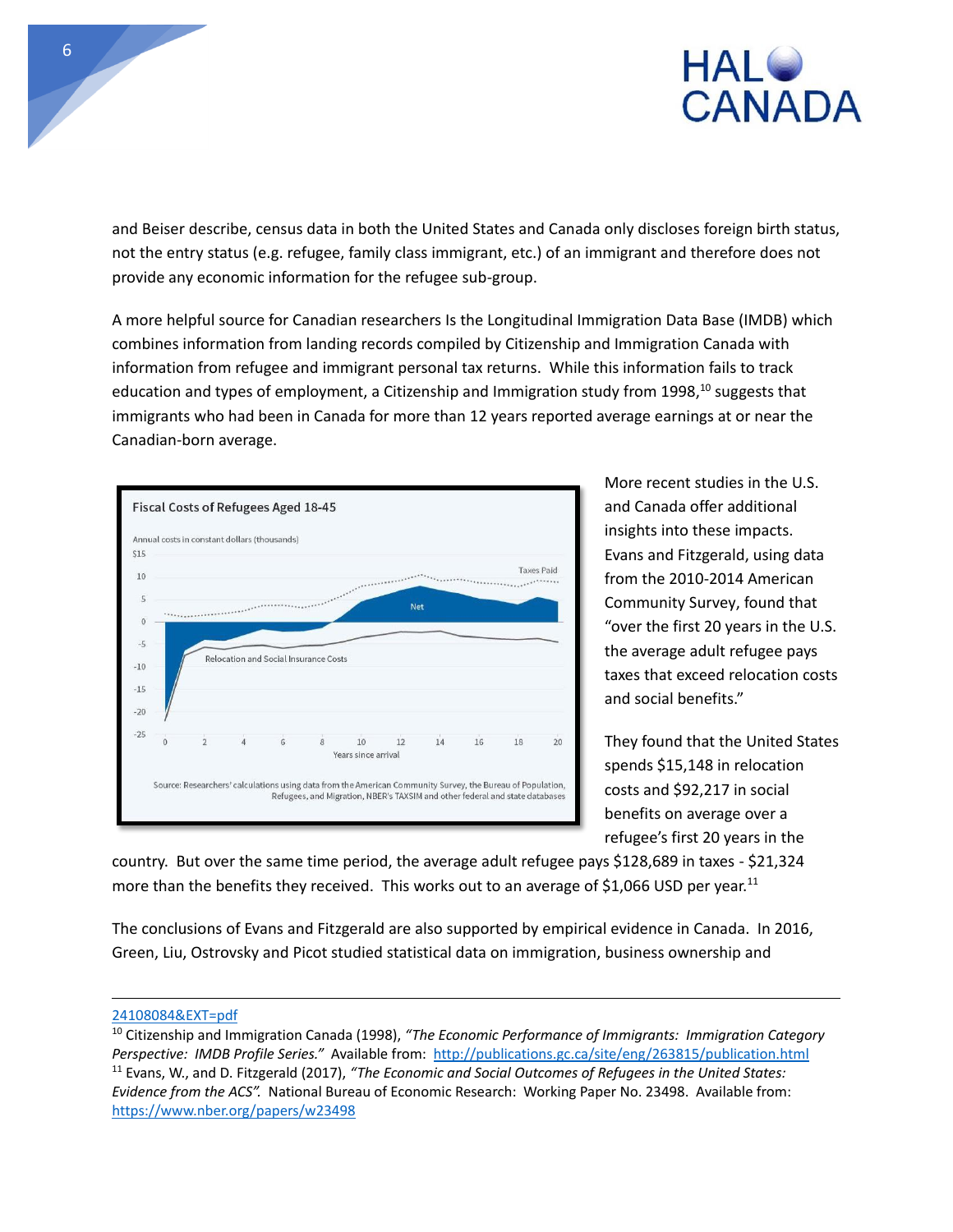and Beiser describe, census data in both the United States and Canada only discloses foreign birth status, not the entry status (e.g. refugee, family class immigrant, etc.) of an immigrant and therefore does not provide any economic information for the refugee sub-group.

A more helpful source for Canadian researchers Is the Longitudinal Immigration Data Base (IMDB) which combines information from landing records compiled by Citizenship and Immigration Canada with information from refugee and immigrant personal tax returns. While this information fails to track education and types of employment, a Citizenship and Immigration study from 1998,[10] suggests that immigrants who had been in Canada for more than 12 years reported average earnings at or near the Canadian-born average.

Fiscal Costs of Refugees Aged 18-45

Annual costs in constant dollars (thousands)

Source: Researchers' calculations using data from the American Community Survey, the Bureau of Population, Refugees, and Migration, NBER's TAXSIM and other federal and state databases

More recent studies in the U.S. and Canada offer additional insights into these impacts. Evans and Fitzgerald, using data from the 2010-2014 American Community Survey, found that "over the first 20 years in the U.S. the average adult refugee pays taxes that exceed relocation costs and social benefits."

They found that the United States spends $15,148 in relocation costs and $92,217 in social benefits on average over a refugee's first 20 years in the country. But over the same time period, the average adult refugee pays $128,689 in taxes - $21,324 more than the benefits they received. This works out to an average of $1,066 USD per year.[11]

The conclusions of Evans and Fitzgerald are also supported by empirical evidence in Canada. In 2016, Green, Liu, Ostrovsky and Picot studied statistical data on immigration, business ownership and

---

24108084&EXT=pdf

[10] Citizenship and Immigration Canada (1998), *"The Economic Performance of Immigrants: Immigration Category Perspective: IMDB Profile Series."* Available from: http://publications.gc.ca/site/eng/263815/publication.html

[11] Evans, W., and D. Fitzgerald (2017), *"The Economic and Social Outcomes of Refugees in the United States: Evidence from the ACS".* National Bureau of Economic Research: Working Paper No. 23498. Available from: https://www.nber.org/papers/w23498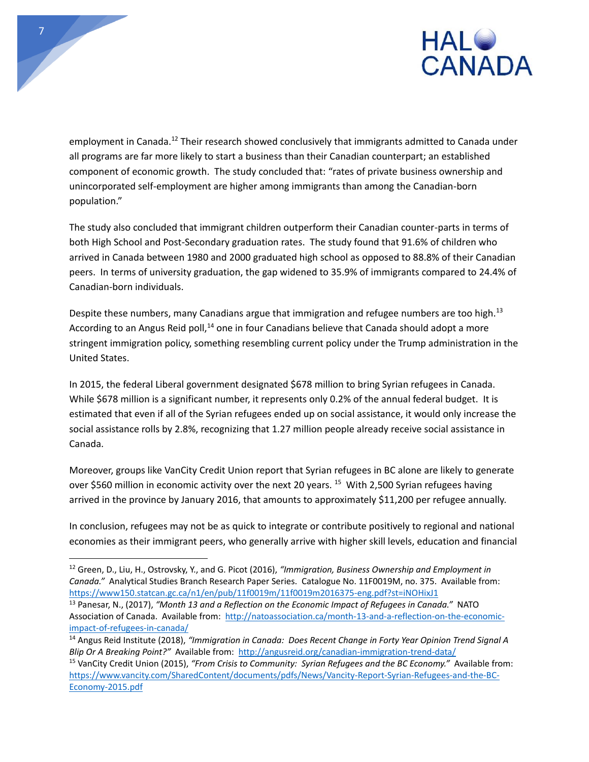employment in Canada.[12] Their research showed conclusively that immigrants admitted to Canada under all programs are far more likely to start a business than their Canadian counterpart; an established component of economic growth. The study concluded that: "rates of private business ownership and unincorporated self-employment are higher among immigrants than among the Canadian-born population."

The study also concluded that immigrant children outperform their Canadian counter-parts in terms of both High School and Post-Secondary graduation rates. The study found that 91.6% of children who arrived in Canada between 1980 and 2000 graduated high school as opposed to 88.8% of their Canadian peers. In terms of university graduation, the gap widened to 35.9% of immigrants compared to 24.4% of Canadian-born individuals.

Despite these numbers, many Canadians argue that immigration and refugee numbers are too high.[13] According to an Angus Reid poll,[14] one in four Canadians believe that Canada should adopt a more stringent immigration policy, something resembling current policy under the Trump administration in the United States.

In 2015, the federal Liberal government designated $678 million to bring Syrian refugees in Canada. While $678 million is a significant number, it represents only 0.2% of the annual federal budget. It is estimated that even if all of the Syrian refugees ended up on social assistance, it would only increase the social assistance rolls by 2.8%, recognizing that 1.27 million people already receive social assistance in Canada.

Moreover, groups like VanCity Credit Union report that Syrian refugees in BC alone are likely to generate over $560 million in economic activity over the next 20 years.[15] With 2,500 Syrian refugees having arrived in the province by January 2016, that amounts to approximately $11,200 per refugee annually.

In conclusion, refugees may not be as quick to integrate or contribute positively to regional and national economies as their immigrant peers, who generally arrive with higher skill levels, education and financial

---

[12] Green, D., Liu, H., Ostrovsky, Y., and G. Picot (2016), *"Immigration, Business Ownership and Employment in Canada."* Analytical Studies Branch Research Paper Series. Catalogue No. 11F0019M, no. 375. Available from: https://www150.statcan.gc.ca/n1/en/pub/11f0019m/11f0019m2016375-eng.pdf?st=iNOHixJ1

[13] Panesar, N., (2017), *"Month 13 and a Reflection on the Economic Impact of Refugees in Canada."* NATO Association of Canada. Available from: http://natoassociation.ca/month-13-and-a-reflection-on-the-economic-impact-of-refugees-in-canada/

[14] Angus Reid Institute (2018), *"Immigration in Canada: Does Recent Change in Forty Year Opinion Trend Signal A Blip Or A Breaking Point?"* Available from: http://angusreid.org/canadian-immigration-trend-data/

[15] VanCity Credit Union (2015), *"From Crisis to Community: Syrian Refugees and the BC Economy."* Available from: https://www.vancity.com/SharedContent/documents/pdfs/News/Vancity-Report-Syrian-Refugees-and-the-BC-Economy-2015.pdf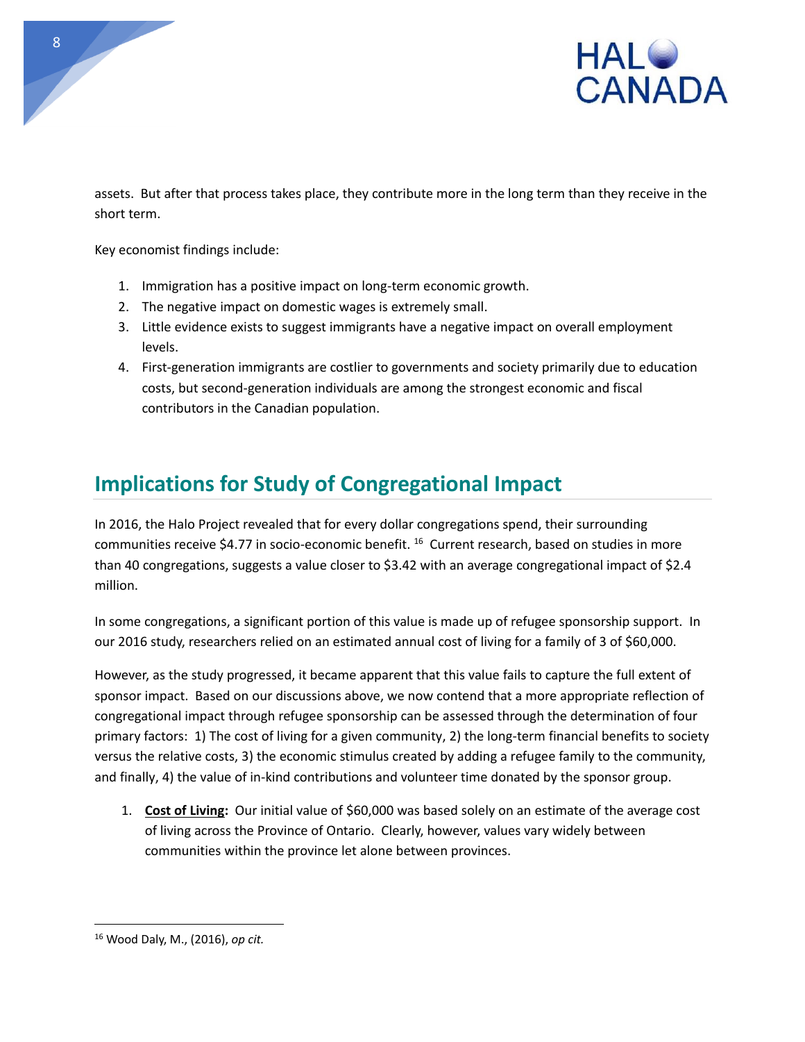assets. But after that process takes place, they contribute more in the long term than they receive in the short term.

Key economist findings include:

1. Immigration has a positive impact on long-term economic growth.
2. The negative impact on domestic wages is extremely small.
3. Little evidence exists to suggest immigrants have a negative impact on overall employment levels.
4. First-generation immigrants are costlier to governments and society primarily due to education costs, but second-generation individuals are among the strongest economic and fiscal contributors in the Canadian population.

## Implications for Study of Congregational Impact

In 2016, the Halo Project revealed that for every dollar congregations spend, their surrounding communities receive $4.77 in socio-economic benefit. [16] Current research, based on studies in more than 40 congregations, suggests a value closer to $3.42 with an average congregational impact of $2.4 million.

In some congregations, a significant portion of this value is made up of refugee sponsorship support. In our 2016 study, researchers relied on an estimated annual cost of living for a family of 3 of $60,000.

However, as the study progressed, it became apparent that this value fails to capture the full extent of sponsor impact. Based on our discussions above, we now contend that a more appropriate reflection of congregational impact through refugee sponsorship can be assessed through the determination of four primary factors: 1) The cost of living for a given community, 2) the long-term financial benefits to society versus the relative costs, 3) the economic stimulus created by adding a refugee family to the community, and finally, 4) the value of in-kind contributions and volunteer time donated by the sponsor group.

1. **Cost of Living:** Our initial value of $60,000 was based solely on an estimate of the average cost of living across the Province of Ontario. Clearly, however, values vary widely between communities within the province let alone between provinces.

---

[16] Wood Daly, M., (2016), *op cit.*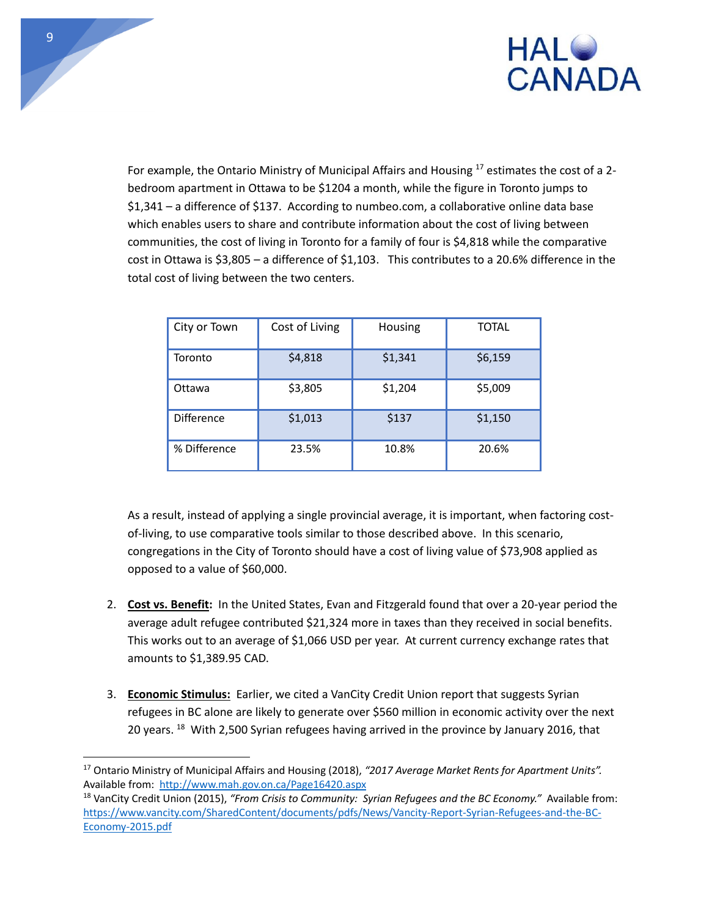For example, the Ontario Ministry of Municipal Affairs and Housing [17] estimates the cost of a 2-bedroom apartment in Ottawa to be $1204 a month, while the figure in Toronto jumps to $1,341 – a difference of $137. According to numbeo.com, a collaborative online data base which enables users to share and contribute information about the cost of living between communities, the cost of living in Toronto for a family of four is $4,818 while the comparative cost in Ottawa is $3,805 – a difference of $1,103. This contributes to a 20.6% difference in the total cost of living between the two centers.

| City or Town | Cost of Living | Housing | TOTAL |
|---|---|---|---|
| Toronto | $4,818 | $1,341 | $6,159 |
| Ottawa | $3,805 | $1,204 | $5,009 |
| Difference | $1,013 | $137 | $1,150 |
| % Difference | 23.5% | 10.8% | 20.6% |

As a result, instead of applying a single provincial average, it is important, when factoring cost-of-living, to use comparative tools similar to those described above. In this scenario, congregations in the City of Toronto should have a cost of living value of $73,908 applied as opposed to a value of $60,000.

2. **Cost vs. Benefit:** In the United States, Evan and Fitzgerald found that over a 20-year period the average adult refugee contributed $21,324 more in taxes than they received in social benefits. This works out to an average of $1,066 USD per year. At current currency exchange rates that amounts to $1,389.95 CAD.

3. **Economic Stimulus:** Earlier, we cited a VanCity Credit Union report that suggests Syrian refugees in BC alone are likely to generate over $560 million in economic activity over the next 20 years. [18] With 2,500 Syrian refugees having arrived in the province by January 2016, that

---

[17] Ontario Ministry of Municipal Affairs and Housing (2018), *"2017 Average Market Rents for Apartment Units".* Available from: http://www.mah.gov.on.ca/Page16420.aspx

[18] VanCity Credit Union (2015), *"From Crisis to Community: Syrian Refugees and the BC Economy."* Available from: https://www.vancity.com/SharedContent/documents/pdfs/News/Vancity-Report-Syrian-Refugees-and-the-BC-Economy-2015.pdf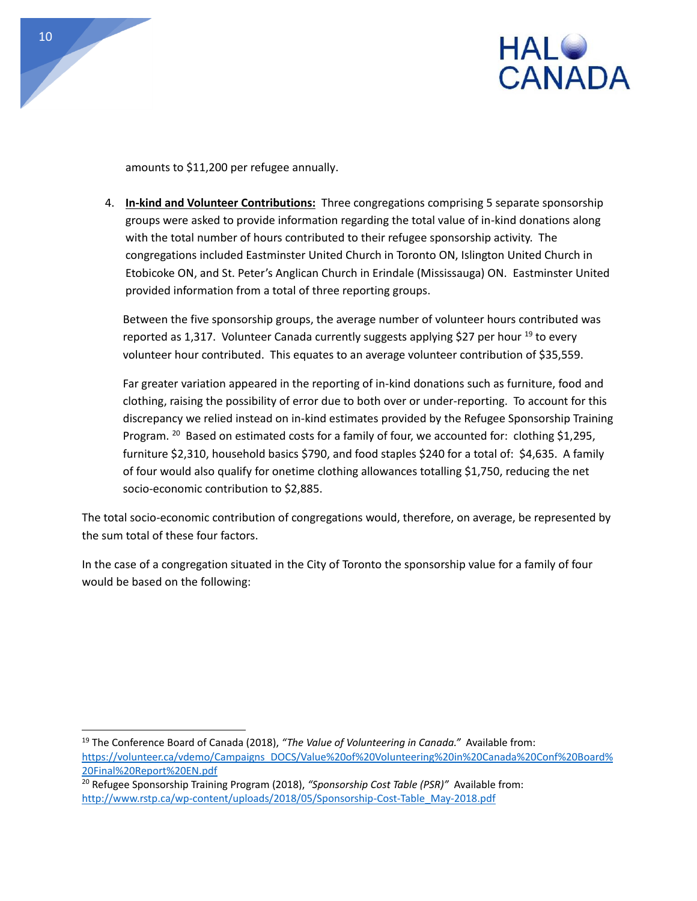amounts to $11,200 per refugee annually.

4. **In-kind and Volunteer Contributions:** Three congregations comprising 5 separate sponsorship groups were asked to provide information regarding the total value of in-kind donations along with the total number of hours contributed to their refugee sponsorship activity. The congregations included Eastminster United Church in Toronto ON, Islington United Church in Etobicoke ON, and St. Peter's Anglican Church in Erindale (Mississauga) ON. Eastminster United provided information from a total of three reporting groups.

   Between the five sponsorship groups, the average number of volunteer hours contributed was reported as 1,317. Volunteer Canada currently suggests applying $27 per hour [19] to every volunteer hour contributed. This equates to an average volunteer contribution of $35,559.

   Far greater variation appeared in the reporting of in-kind donations such as furniture, food and clothing, raising the possibility of error due to both over or under-reporting. To account for this discrepancy we relied instead on in-kind estimates provided by the Refugee Sponsorship Training Program. [20] Based on estimated costs for a family of four, we accounted for: clothing $1,295, furniture $2,310, household basics $790, and food staples $240 for a total of: $4,635. A family of four would also qualify for onetime clothing allowances totalling $1,750, reducing the net socio-economic contribution to $2,885.

The total socio-economic contribution of congregations would, therefore, on average, be represented by the sum total of these four factors.

In the case of a congregation situated in the City of Toronto the sponsorship value for a family of four would be based on the following:

---

[19] The Conference Board of Canada (2018), *"The Value of Volunteering in Canada."* Available from: https://volunteer.ca/vdemo/Campaigns_DOCS/Value%20of%20Volunteering%20in%20Canada%20Conf%20Board%20Final%20Report%20EN.pdf

[20] Refugee Sponsorship Training Program (2018), *"Sponsorship Cost Table (PSR)"* Available from: http://www.rstp.ca/wp-content/uploads/2018/05/Sponsorship-Cost-Table_May-2018.pdf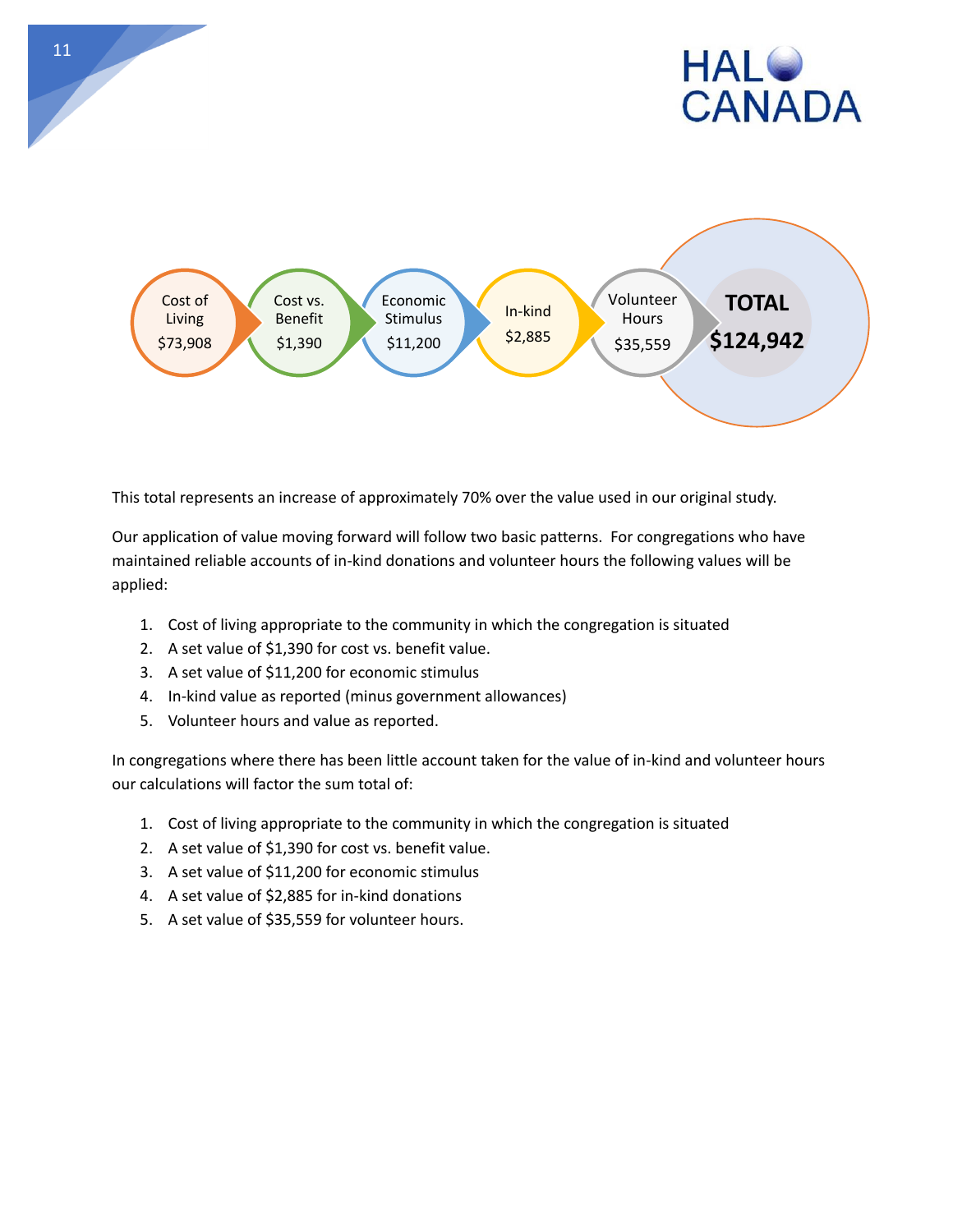Cost of Living $73,908 → Cost vs. Benefit $1,390 → Economic Stimulus $11,200 → In-kind $2,885 → Volunteer Hours $35,559 → **TOTAL $124,942**

This total represents an increase of approximately 70% over the value used in our original study.

Our application of value moving forward will follow two basic patterns. For congregations who have maintained reliable accounts of in-kind donations and volunteer hours the following values will be applied:

1. Cost of living appropriate to the community in which the congregation is situated
2. A set value of $1,390 for cost vs. benefit value.
3. A set value of $11,200 for economic stimulus
4. In-kind value as reported (minus government allowances)
5. Volunteer hours and value as reported.

In congregations where there has been little account taken for the value of in-kind and volunteer hours our calculations will factor the sum total of:

1. Cost of living appropriate to the community in which the congregation is situated
2. A set value of $1,390 for cost vs. benefit value.
3. A set value of $11,200 for economic stimulus
4. A set value of $2,885 for in-kind donations
5. A set value of $35,559 for volunteer hours.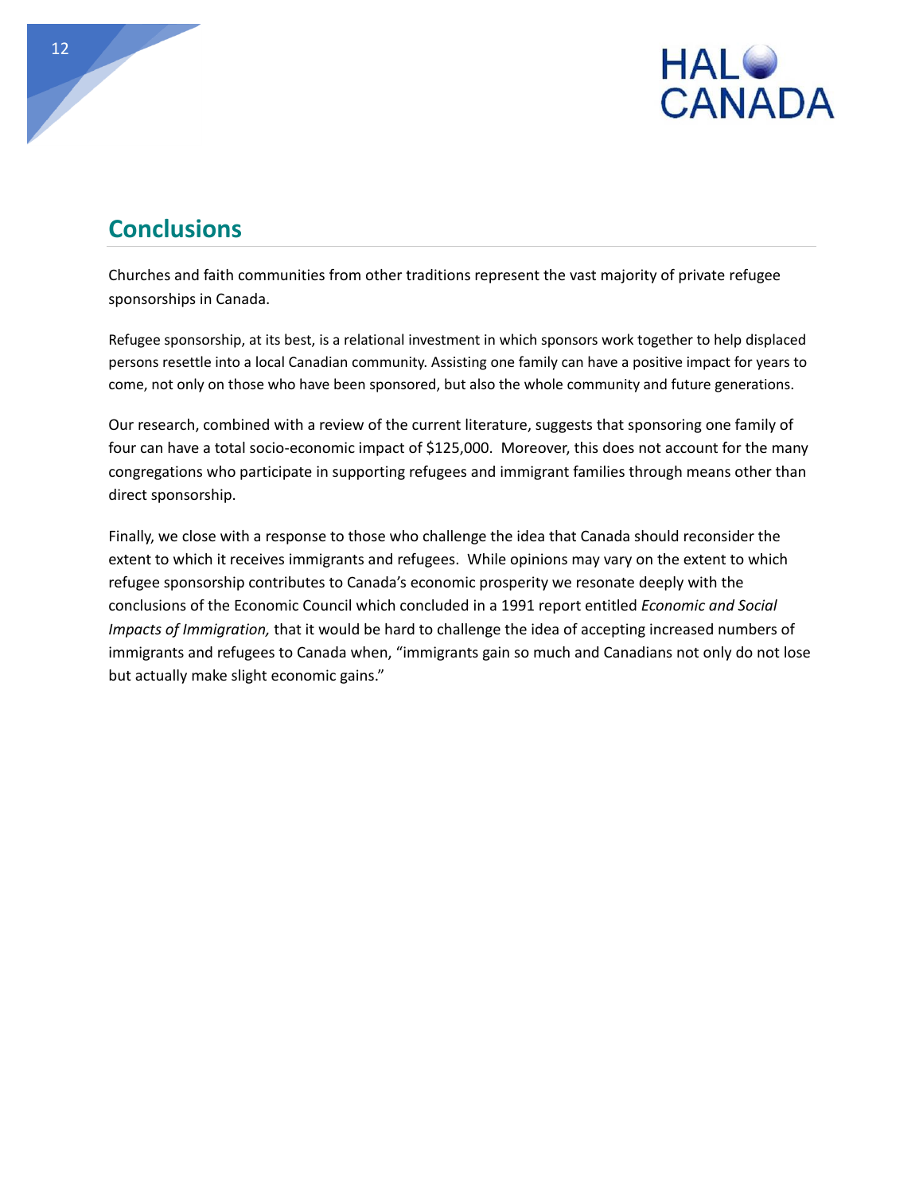## Conclusions

Churches and faith communities from other traditions represent the vast majority of private refugee sponsorships in Canada.

Refugee sponsorship, at its best, is a relational investment in which sponsors work together to help displaced persons resettle into a local Canadian community. Assisting one family can have a positive impact for years to come, not only on those who have been sponsored, but also the whole community and future generations.

Our research, combined with a review of the current literature, suggests that sponsoring one family of four can have a total socio-economic impact of $125,000. Moreover, this does not account for the many congregations who participate in supporting refugees and immigrant families through means other than direct sponsorship.

Finally, we close with a response to those who challenge the idea that Canada should reconsider the extent to which it receives immigrants and refugees. While opinions may vary on the extent to which refugee sponsorship contributes to Canada's economic prosperity we resonate deeply with the conclusions of the Economic Council which concluded in a 1991 report entitled *Economic and Social Impacts of Immigration,* that it would be hard to challenge the idea of accepting increased numbers of immigrants and refugees to Canada when, "immigrants gain so much and Canadians not only do not lose but actually make slight economic gains."